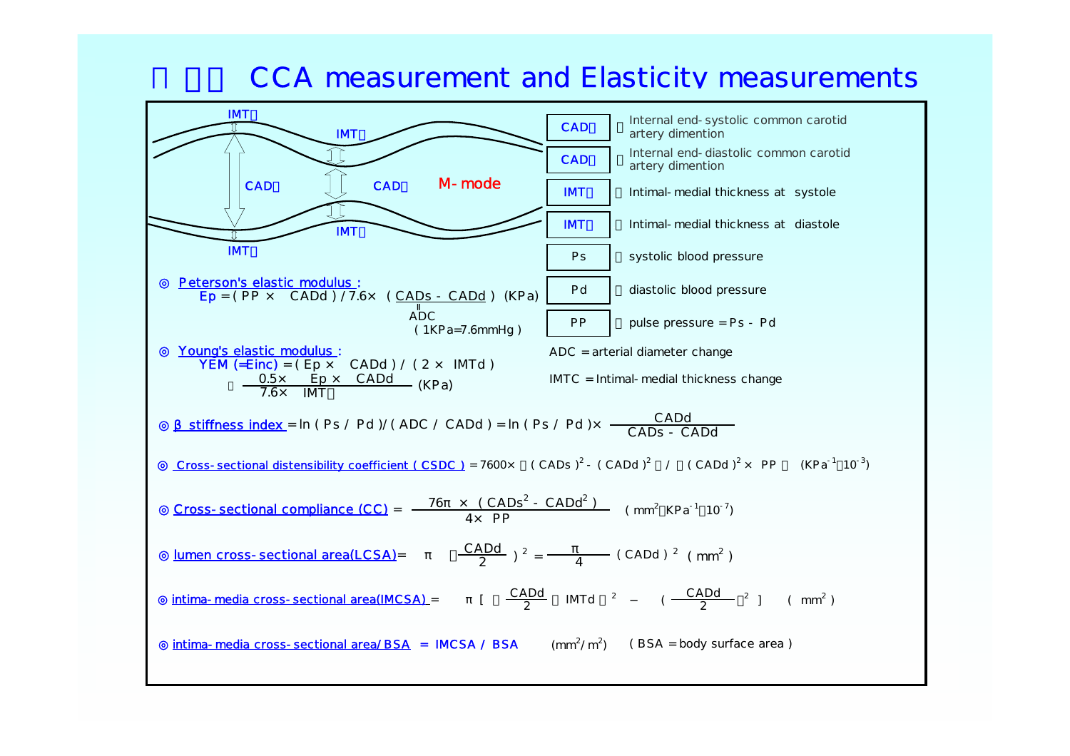# CCA measurement and Elasticity measurements

M-mode

| | |
|---|---|
| CADs | Internal end-systolic common carotid artery dimention |
| CADd | Internal end-diastolic common carotid artery dimention |
| IMTs | Intimal-medial thickness at systole |
| IMTd | Intimal-medial thickness at diastole |
| Ps | systolic blood pressure |
| Pd | diastolic blood pressure |
| PP | pulse pressure = Ps - Pd |

ADC = arterial diameter change

IMTC = Intimal-medial thickness change

◎ **Peterson's elastic modulus :**

$$Ep = (PP \times CADd) / 7.6 \times (CADs - CADd)\ \text{(KPa)}$$

$CADs - CADd = ADC$ (1KPa=7.6mmHg)

◎ **Young's elastic modulus :**

$$YEM\ (=Einc) = (Ep \times CADd) / (2 \times IMTd) = \frac{0.5 \times Ep \times CADd}{7.6 \times IMTd}\ \text{(KPa)}$$

◎ **β stiffness index**

$$= \ln(Ps / Pd) / (ADC / CADd) = \ln(Ps / Pd) \times \frac{CADd}{CADs - CADd}$$

◎ **Cross-sectional distensibility coefficient (CSDC)**

$$= 7600 \times \{(CADs)^2 - (CADd)^2\} / \{(CADd)^2 \times PP\}\quad (KPa^{-1} \cdot 10^{-3})$$

◎ **Cross-sectional compliance (CC)**

$$= \frac{76\pi \times (CADs^2 - CADd^2)}{4 \times PP}\quad (mm^2 \cdot KPa^{-1} \cdot 10^{-7})$$

◎ **lumen cross-sectional area(LCSA)**

$$= \pi \left(\frac{CADd}{2}\right)^2 = \frac{\pi}{4}(CADd)^2\quad (mm^2)$$

◎ **intima-media cross-sectional area(IMCSA)**

$$= \pi \left[\left(\frac{CADd}{2} + IMTd\right)^2 - \left(\frac{CADd}{2}\right)^2\right]\quad (mm^2)$$

◎ **intima-media cross-sectional area/BSA = IMCSA / BSA** $(mm^2/m^2)$ (BSA = body surface area)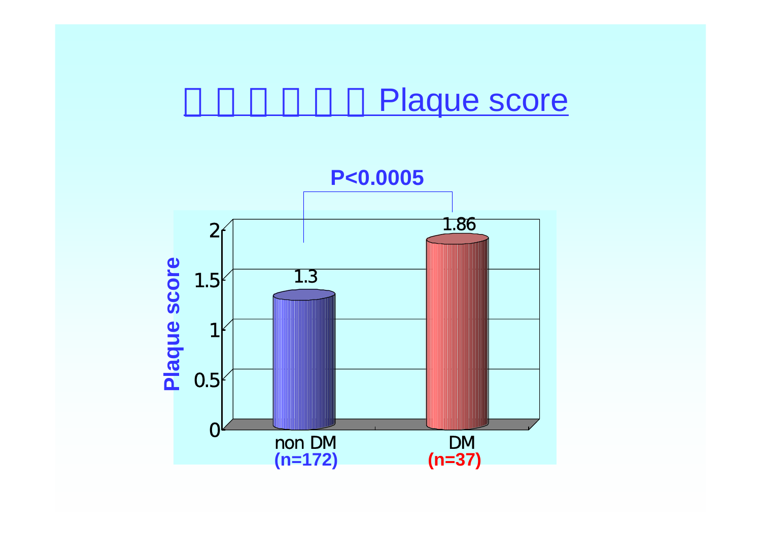# □ □ □ □ □ □ Plaque score

**P<0.0005**

| Group | Plaque score |
|---|---|
| non DM **(n=172)** | 1.3 |
| DM **(n=37)** | 1.86 |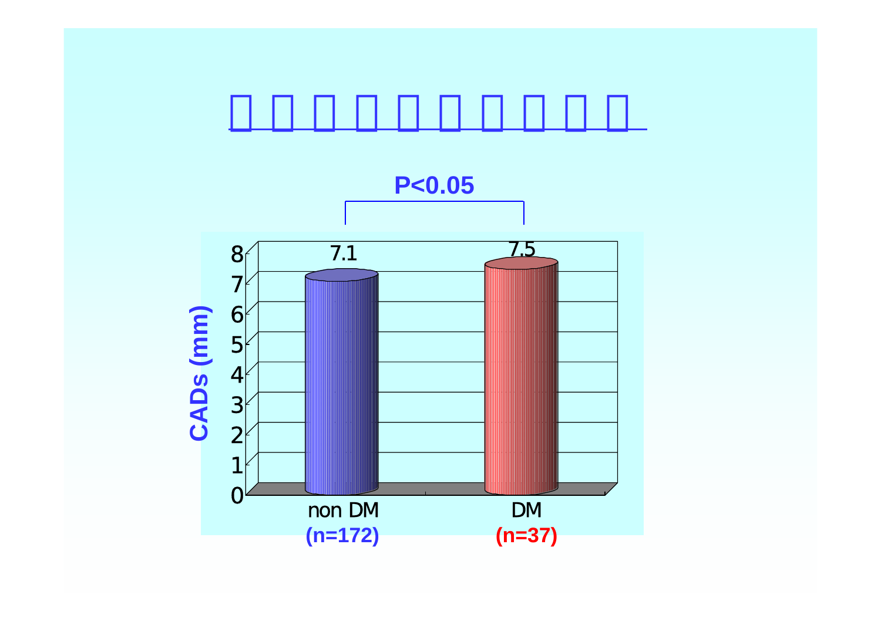**P<0.05**

CADs (mm)

| | non DM (n=172) | DM (n=37) |
|---|---|---|
| CADs (mm) | 7.1 | 7.5 |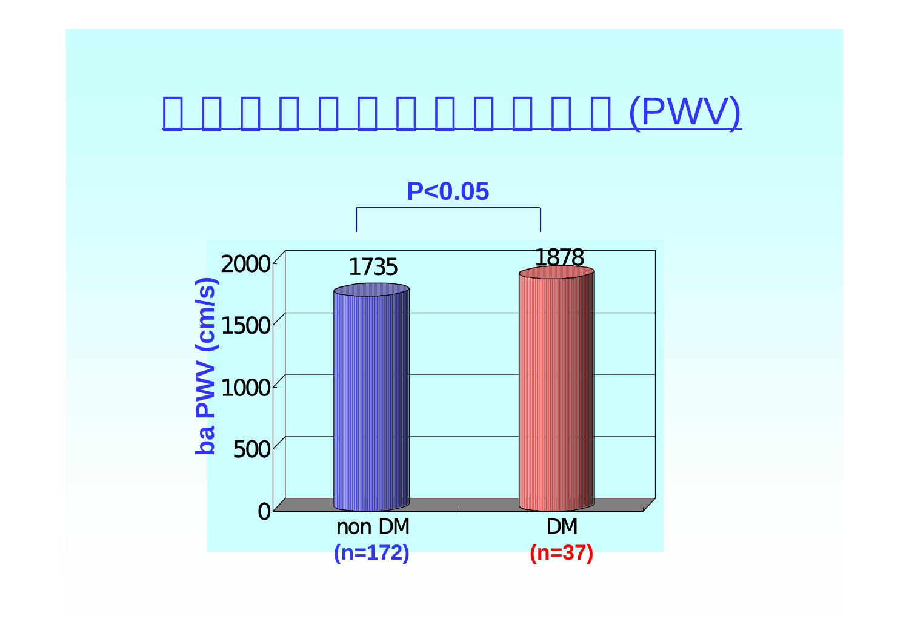# □□□□□□□□□□□□(PWV)

P<0.05

ba PWV (cm/s)

| | non DM (n=172) | DM (n=37) |
|---|---|---|
| ba PWV (cm/s) | 1735 | 1878 |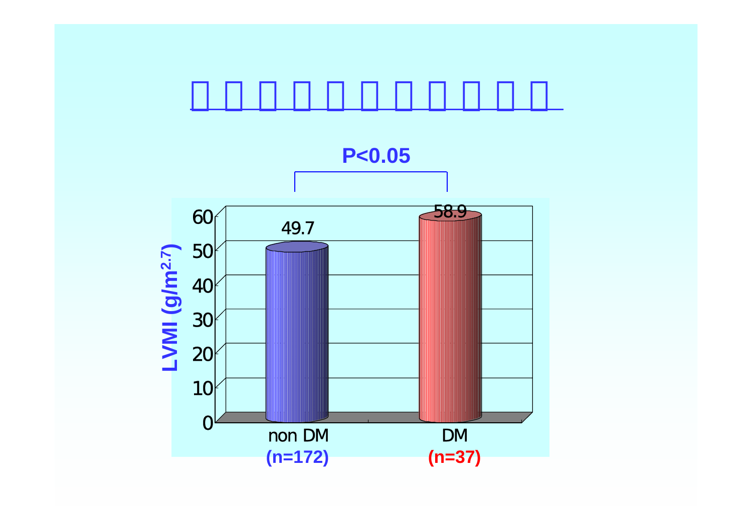P<0.05

| | non DM (n=172) | DM (n=37) |
|---|---|---|
| LVMI ($g/m^{2.7}$) | 49.7 | 58.9 |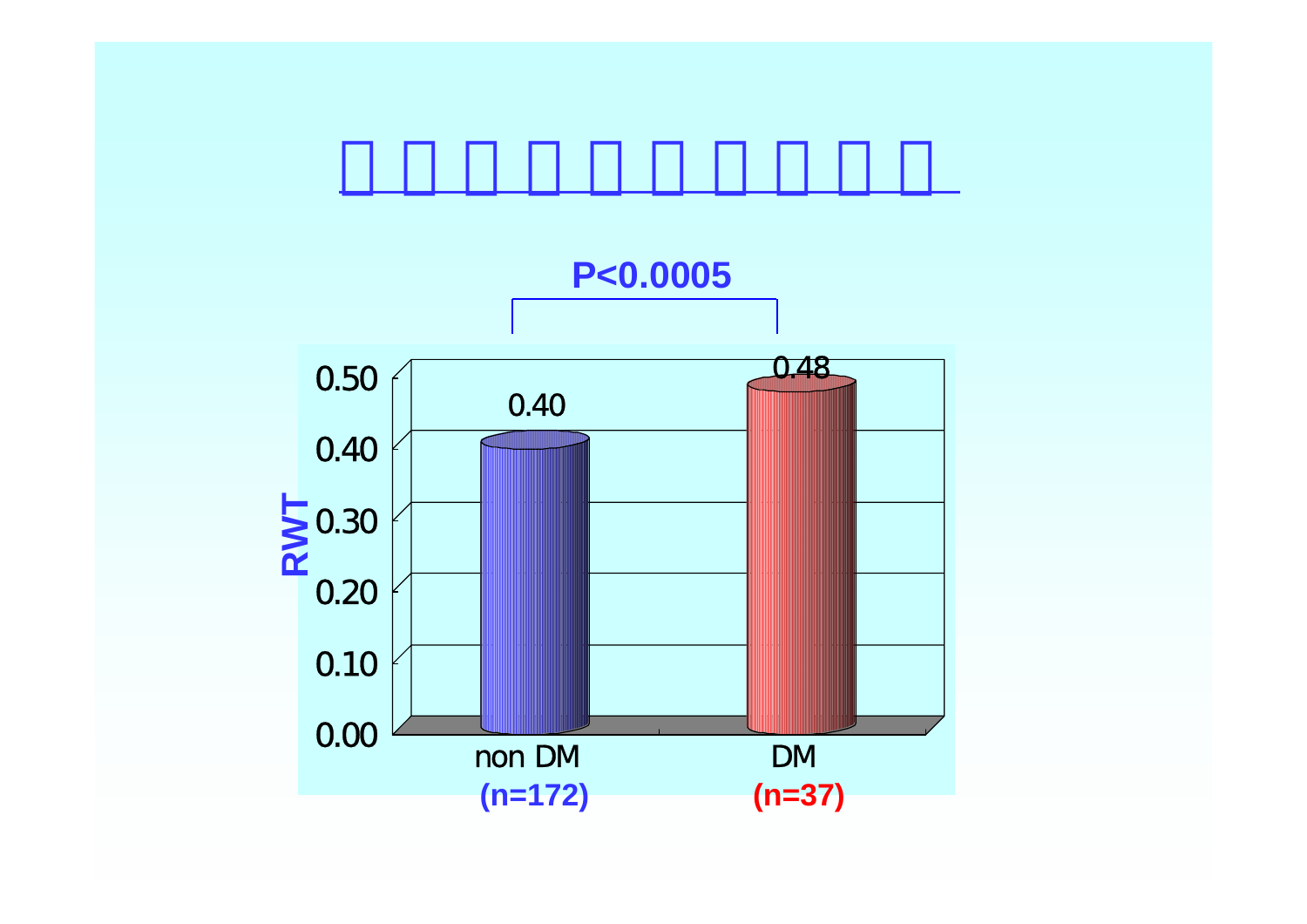P<0.0005

| | non DM (n=172) | DM (n=37) |
| --- | --- | --- |
| RWT | 0.40 | 0.48 |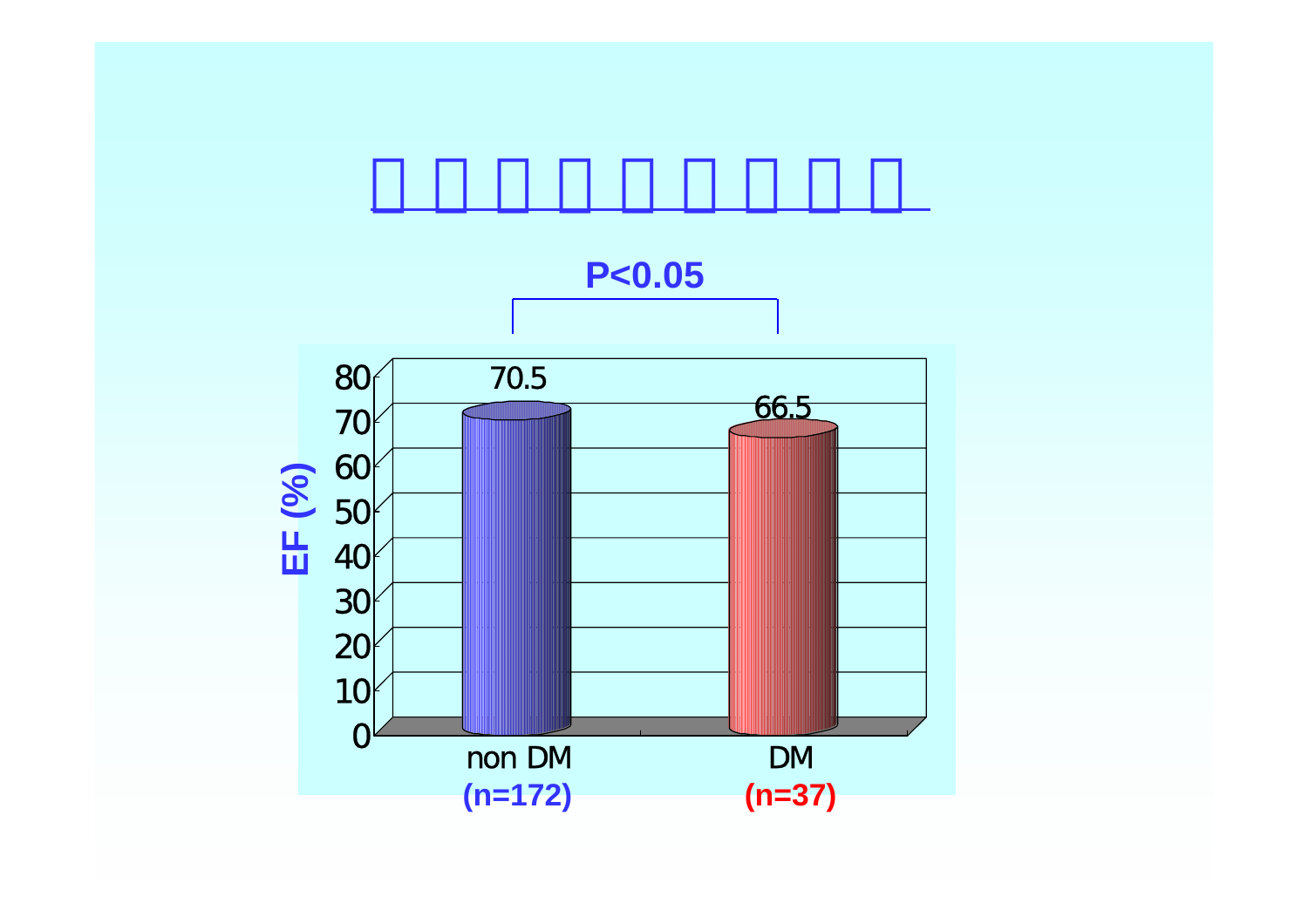P<0.05

| | non DM (n=172) | DM (n=37) |
|---|---|---|
| EF (%) | 70.5 | 66.5 |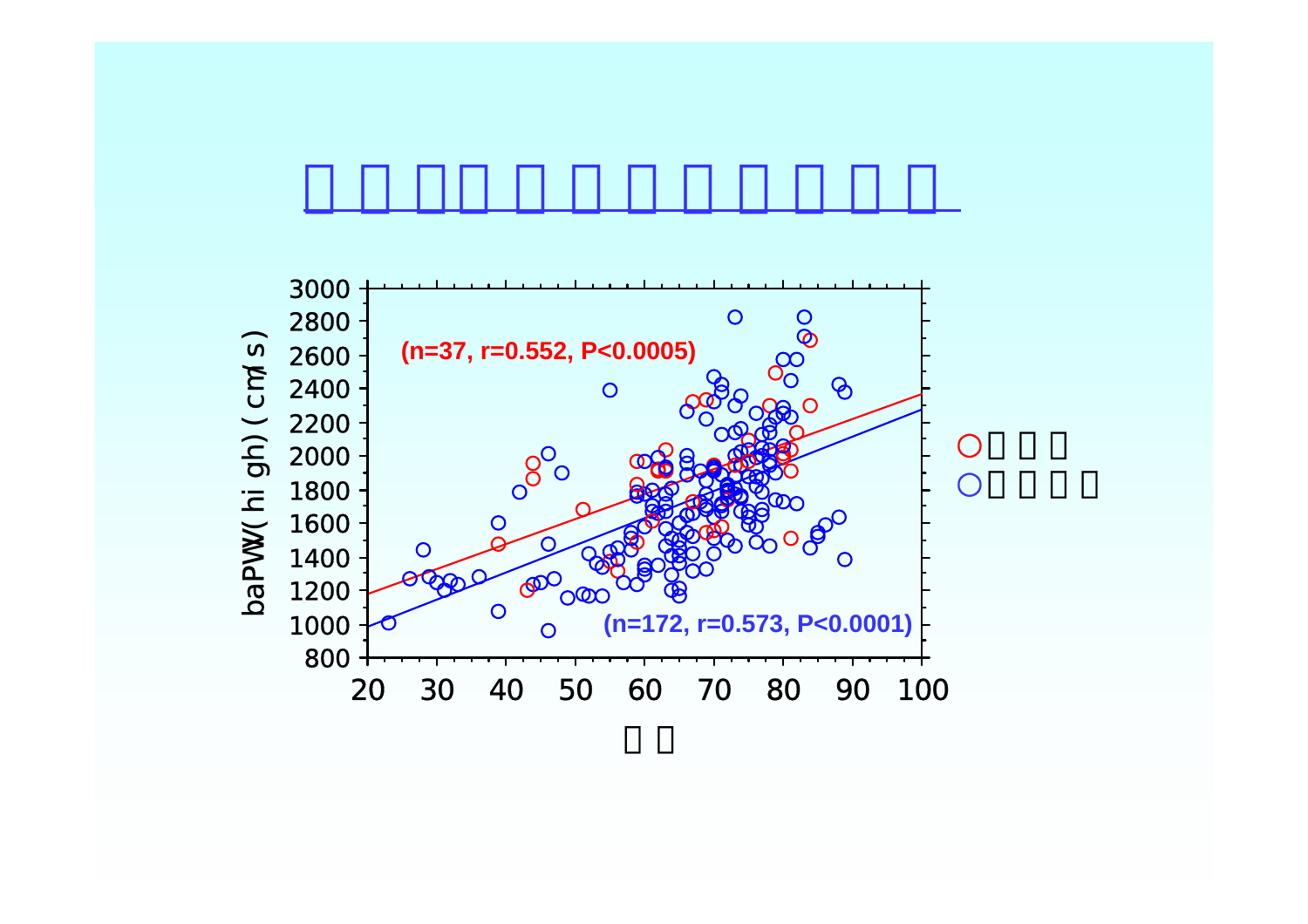# □ □ □□ □ □ □ □ □ □ □ □

(n=37, r=0.552, P<0.0005)

(n=172, r=0.573, P<0.0001)

baPWV(high) (cm/s)

□ □

○□ □ □
○□ □ □ □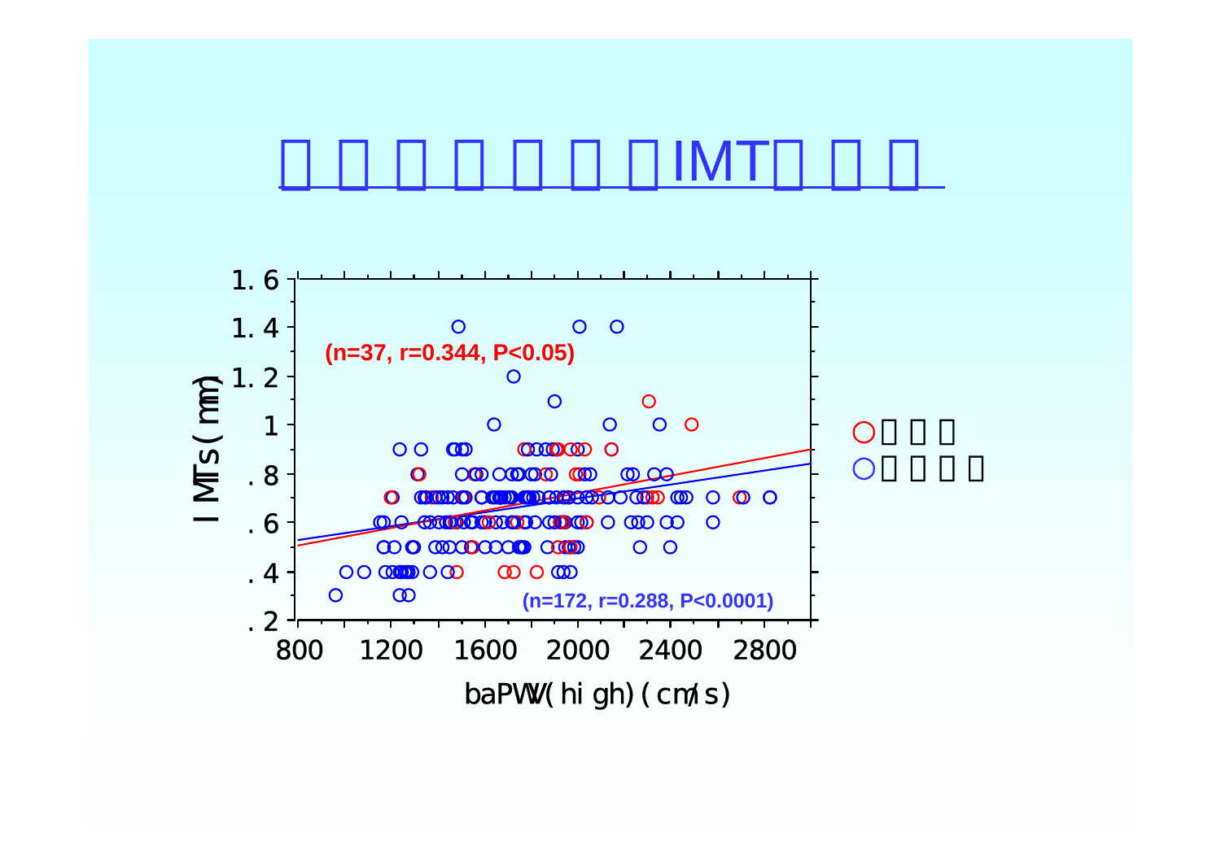# □□□□□□□IMT□□□

(n=37, r=0.344, P<0.05)

(n=172, r=0.288, P<0.0001)

IMTs (mm)

baPWV (high) (cm/s)

○□□□

○□□□□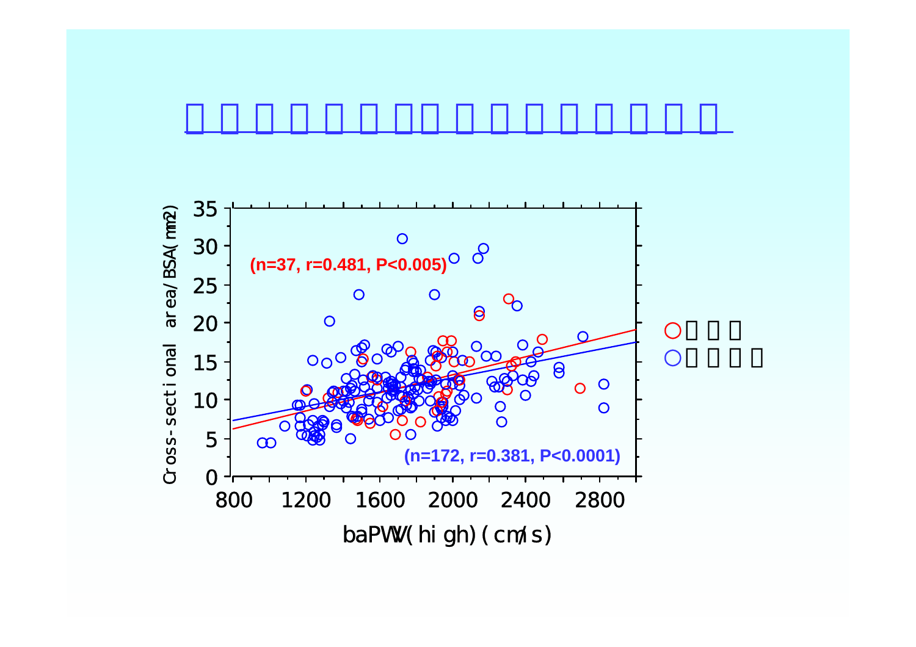# □□□□□□□□□□□□□□□

(n=37, r=0.481, P<0.005)

(n=172, r=0.381, P<0.0001)

○□□□

○□□□□

Cross-sectional area/BSA(mm2)

baPWV(high)(cm/s)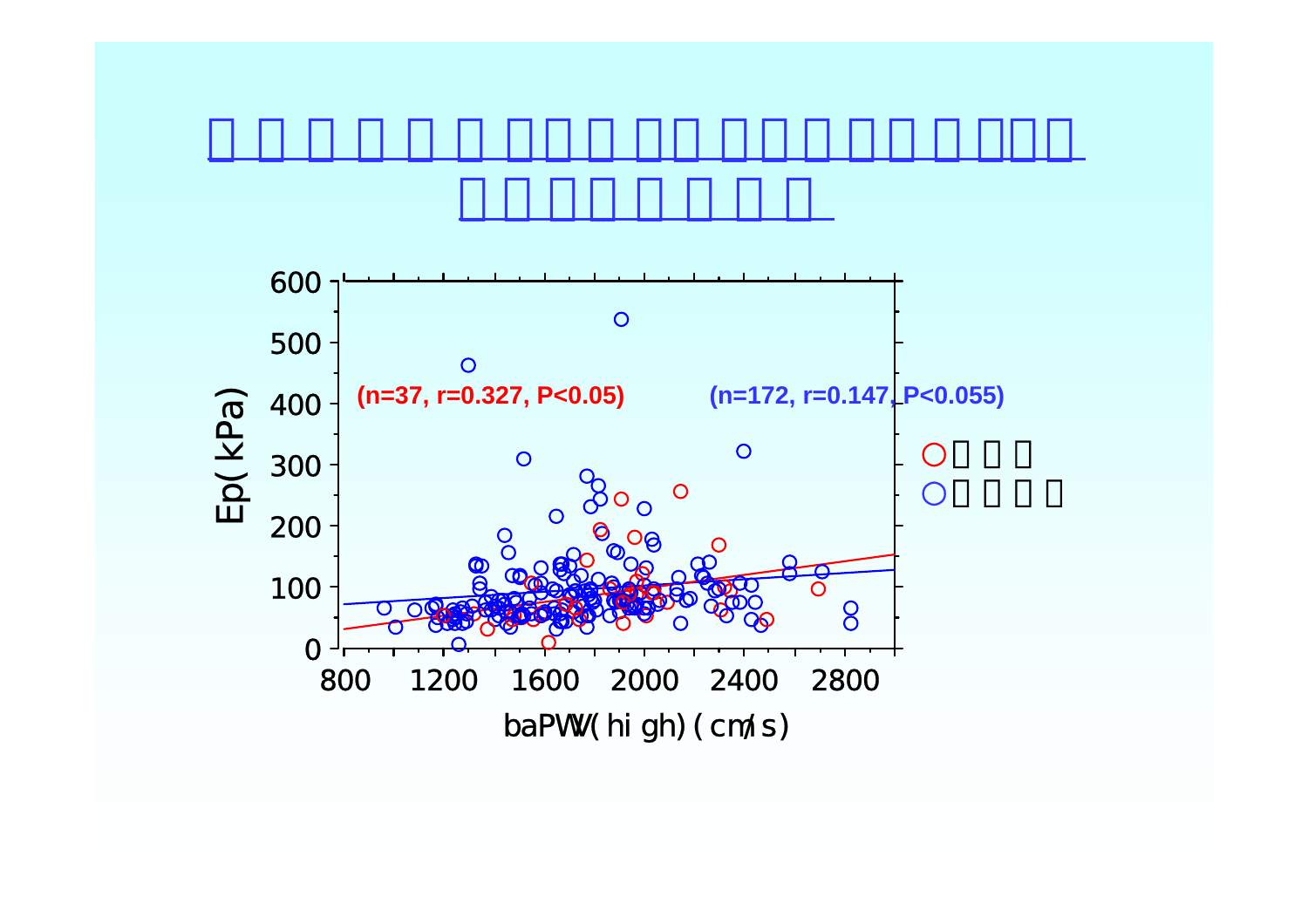# □ □ □ □ □ □ □□□ □□ □□□ □□ □□□□

# □□□□□□□□

(n=37, r=0.327, P<0.05)

(n=172, r=0.147, P<0.055)

○□ □ □

○□ □ □ □

Ep(kPa)

baPWV(high)(cm/s)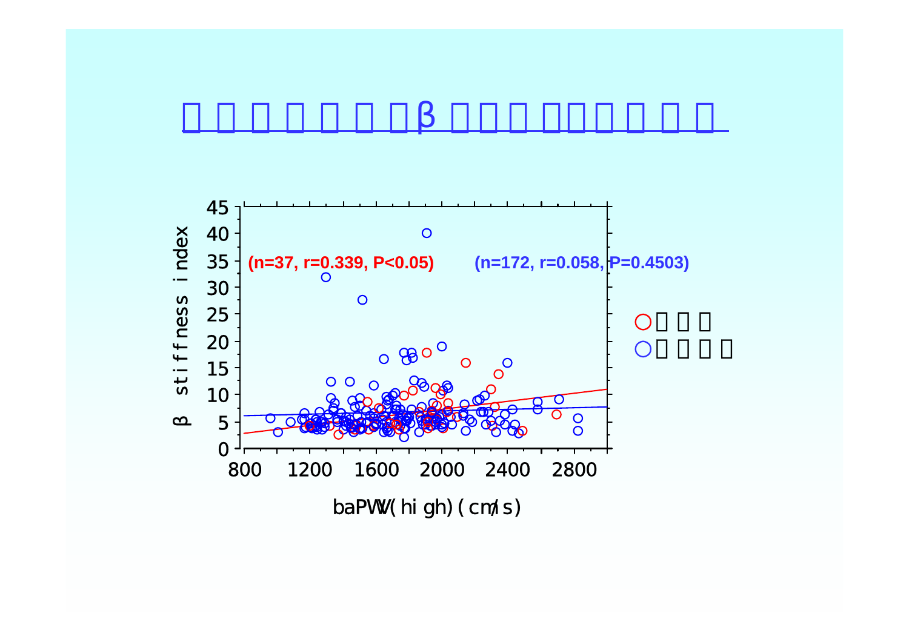# □□□□□□□β□□□□□□□□

(n=37, r=0.339, P<0.05)

(n=172, r=0.058, P=0.4503)

β stiffness index

baPWV(high) (cm/s)

○□□□

○□□□□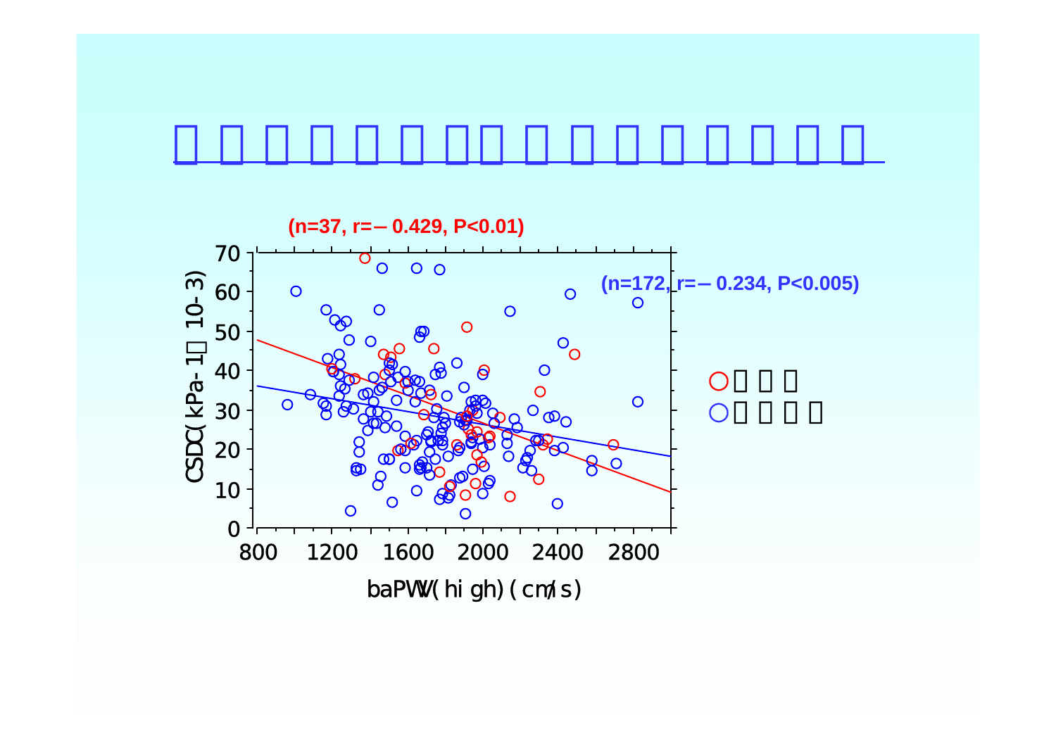(n=37, r=– 0.429, P<0.01)

(n=172, r=– 0.234, P<0.005)

CSDC(kPa-1 10-3)

baPWV(high) (cm/s)